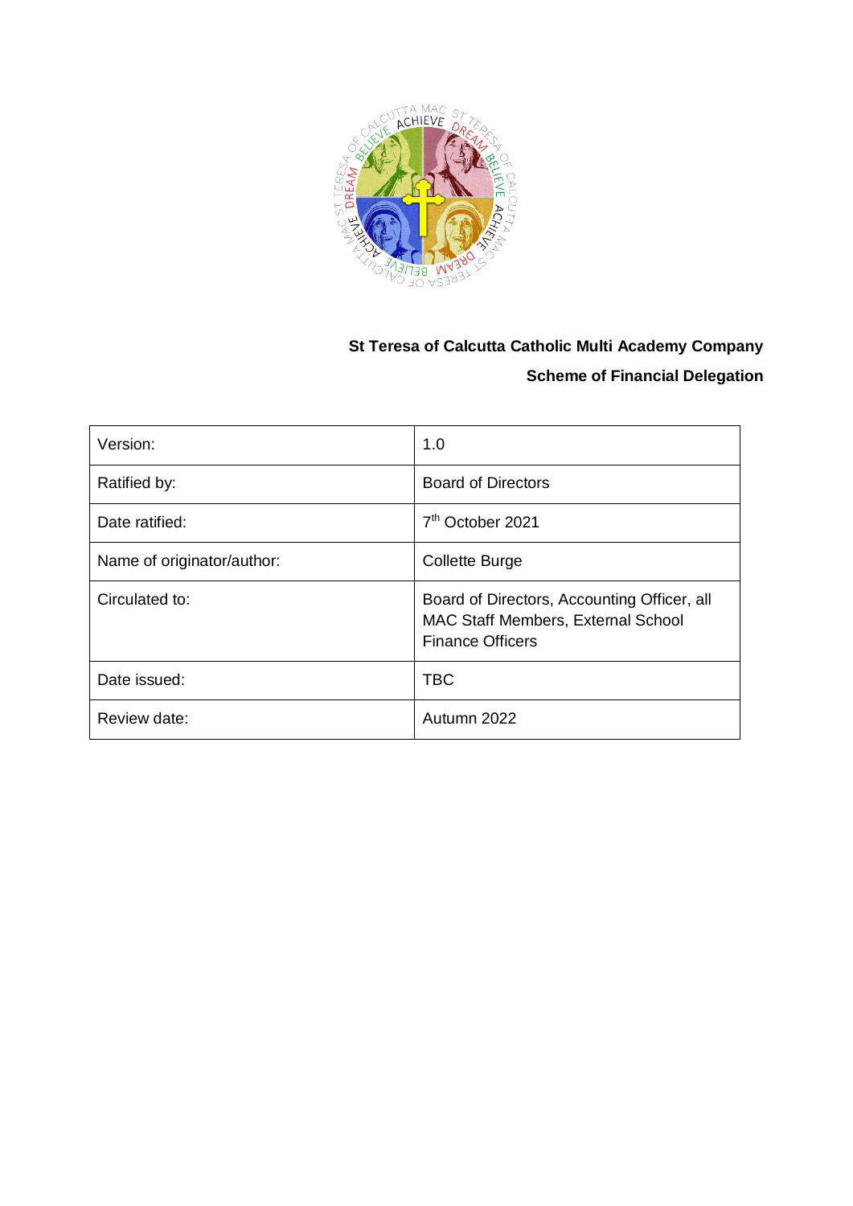**St Teresa of Calcutta Catholic Multi Academy Company**

**Scheme of Financial Delegation**

| | |
|---|---|
| Version: | 1.0 |
| Ratified by: | Board of Directors |
| Date ratified: | 7th October 2021 |
| Name of originator/author: | Collette Burge |
| Circulated to: | Board of Directors, Accounting Officer, all MAC Staff Members, External School Finance Officers |
| Date issued: | TBC |
| Review date: | Autumn 2022 |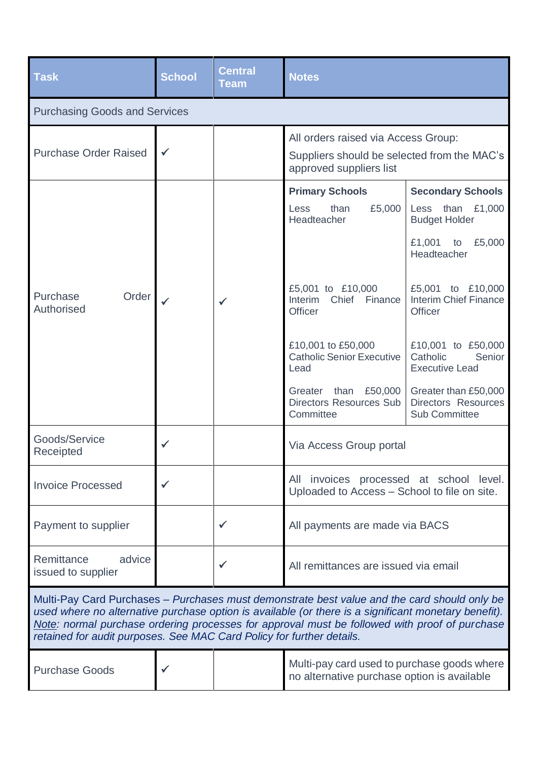| Task | School | Central Team | Notes | |
|---|---|---|---|---|
| Purchasing Goods and Services | | | | |
| Purchase Order Raised | ✓ | | All orders raised via Access Group:<br>Suppliers should be selected from the MAC's approved suppliers list | |
| Purchase Order Authorised | ✓ | ✓ | **Primary Schools**<br>Less than £5,000 Headteacher<br><br>£5,001 to £10,000 Interim Chief Finance Officer<br><br>£10,001 to £50,000 Catholic Senior Executive Lead<br><br>Greater than £50,000 Directors Resources Sub Committee | **Secondary Schools**<br>Less than £1,000 Budget Holder<br><br>£1,001 to £5,000 Headteacher<br><br>£5,001 to £10,000 Interim Chief Finance Officer<br><br>£10,001 to £50,000 Catholic Senior Executive Lead<br><br>Greater than £50,000 Directors Resources Sub Committee |
| Goods/Service Receipted | ✓ | | Via Access Group portal | |
| Invoice Processed | ✓ | | All invoices processed at school level. Uploaded to Access – School to file on site. | |
| Payment to supplier | | ✓ | All payments are made via BACS | |
| Remittance advice issued to supplier | | ✓ | All remittances are issued via email | |
| Multi-Pay Card Purchases – *Purchases must demonstrate best value and the card should only be used where no alternative purchase option is available (or there is a significant monetary benefit).* *<u>Note</u>: normal purchase ordering processes for approval must be followed with proof of purchase retained for audit purposes. See MAC Card Policy for further details.* | | | | |
| Purchase Goods | ✓ | | Multi-pay card used to purchase goods where no alternative purchase option is available | |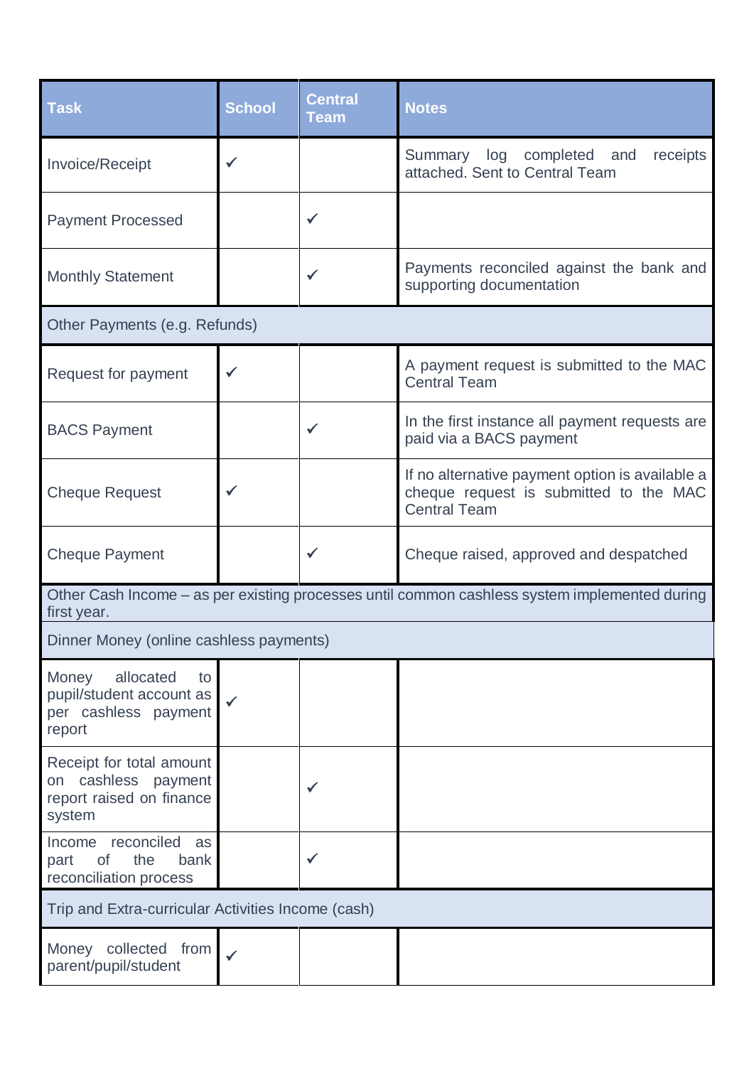| Task | School | Central Team | Notes |
|---|---|---|---|
| Invoice/Receipt | ✓ | | Summary log completed and receipts attached. Sent to Central Team |
| Payment Processed | | ✓ | |
| Monthly Statement | | ✓ | Payments reconciled against the bank and supporting documentation |
| Other Payments (e.g. Refunds) | | | |
| Request for payment | ✓ | | A payment request is submitted to the MAC Central Team |
| BACS Payment | | ✓ | In the first instance all payment requests are paid via a BACS payment |
| Cheque Request | ✓ | | If no alternative payment option is available a cheque request is submitted to the MAC Central Team |
| Cheque Payment | | ✓ | Cheque raised, approved and despatched |
| Other Cash Income – as per existing processes until common cashless system implemented during first year. | | | |
| Dinner Money (online cashless payments) | | | |
| Money allocated to pupil/student account as per cashless payment report | ✓ | | |
| Receipt for total amount on cashless payment report raised on finance system | | ✓ | |
| Income reconciled as part of the bank reconciliation process | | ✓ | |
| Trip and Extra-curricular Activities Income (cash) | | | |
| Money collected from parent/pupil/student | ✓ | | |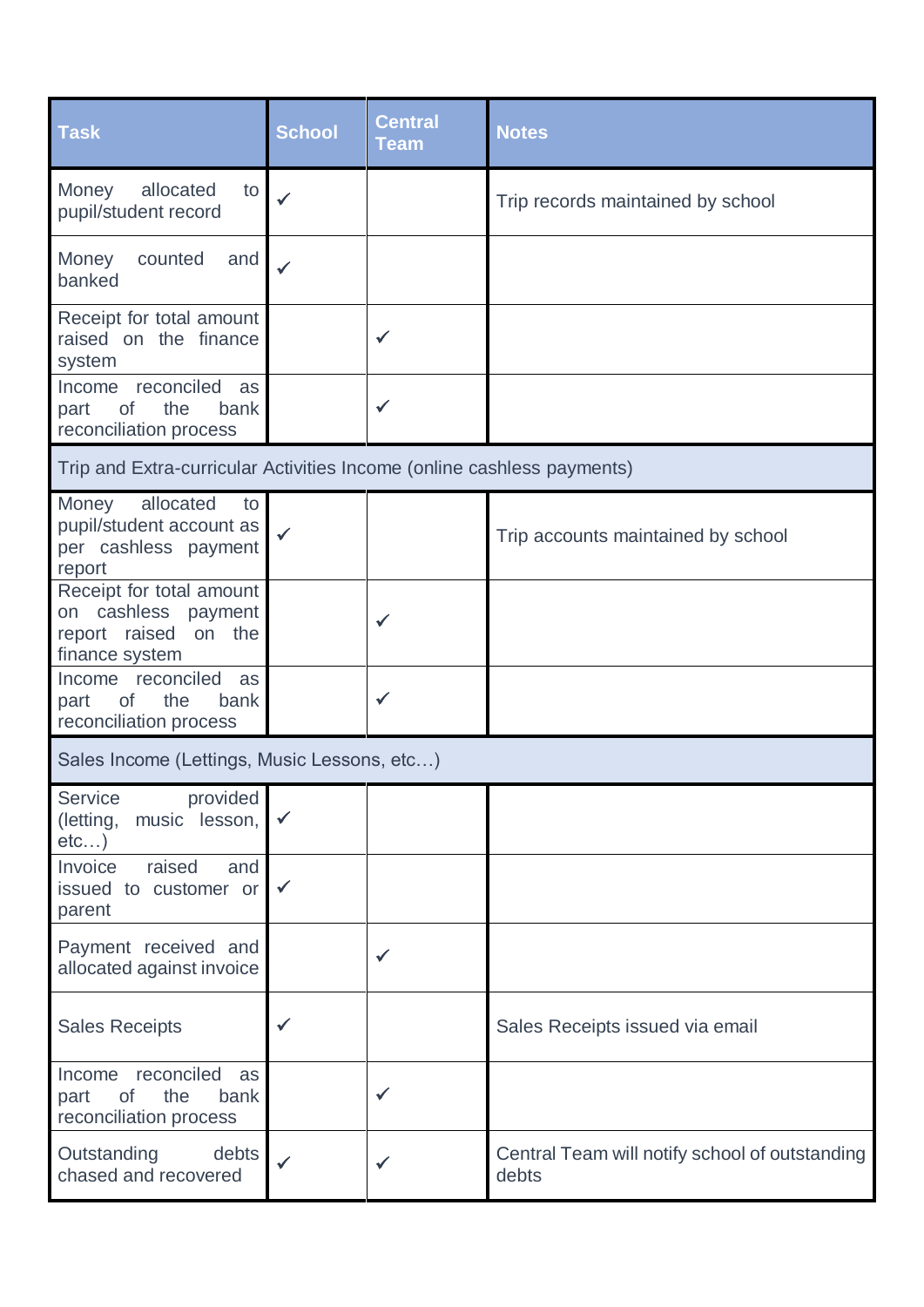| Task | School | Central Team | Notes |
|---|---|---|---|
| Money allocated to pupil/student record | ✓ | | Trip records maintained by school |
| Money counted and banked | ✓ | | |
| Receipt for total amount raised on the finance system | | ✓ | |
| Income reconciled as part of the bank reconciliation process | | ✓ | |
| Trip and Extra-curricular Activities Income (online cashless payments) | | | |
| Money allocated to pupil/student account as per cashless payment report | ✓ | | Trip accounts maintained by school |
| Receipt for total amount on cashless payment report raised on the finance system | | ✓ | |
| Income reconciled as part of the bank reconciliation process | | ✓ | |
| Sales Income (Lettings, Music Lessons, etc…) | | | |
| Service provided (letting, music lesson, etc…) | ✓ | | |
| Invoice raised and issued to customer or parent | ✓ | | |
| Payment received and allocated against invoice | | ✓ | |
| Sales Receipts | ✓ | | Sales Receipts issued via email |
| Income reconciled as part of the bank reconciliation process | | ✓ | |
| Outstanding debts chased and recovered | ✓ | ✓ | Central Team will notify school of outstanding debts |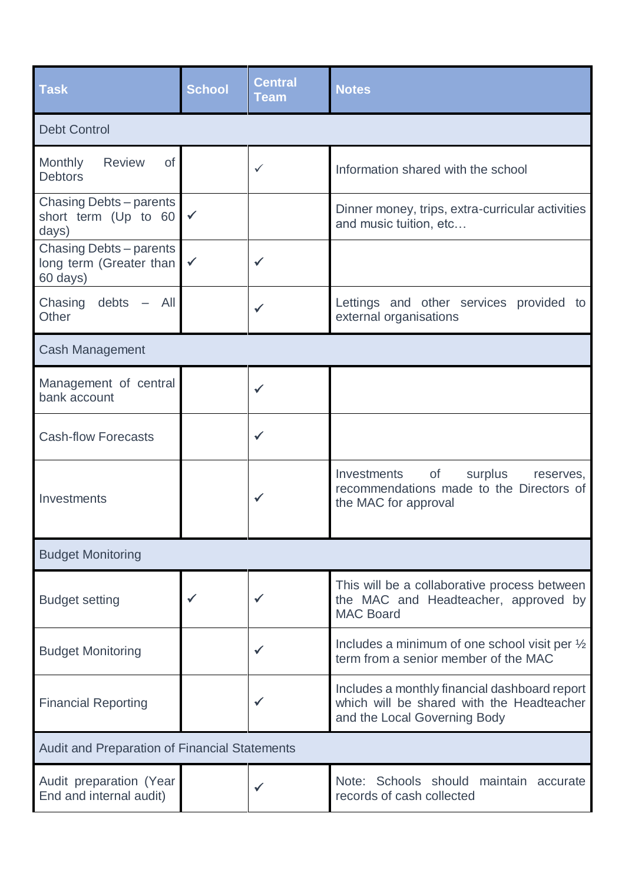| Task | School | Central Team | Notes |
|---|---|---|---|
| Debt Control | | | |
| Monthly Review of Debtors | | ✓ | Information shared with the school |
| Chasing Debts – parents short term (Up to 60 days) | ✓ | | Dinner money, trips, extra-curricular activities and music tuition, etc… |
| Chasing Debts – parents long term (Greater than 60 days) | ✓ | ✓ | |
| Chasing debts – All Other | | ✓ | Lettings and other services provided to external organisations |
| Cash Management | | | |
| Management of central bank account | | ✓ | |
| Cash-flow Forecasts | | ✓ | |
| Investments | | ✓ | Investments of surplus reserves, recommendations made to the Directors of the MAC for approval |
| Budget Monitoring | | | |
| Budget setting | ✓ | ✓ | This will be a collaborative process between the MAC and Headteacher, approved by MAC Board |
| Budget Monitoring | | ✓ | Includes a minimum of one school visit per ½ term from a senior member of the MAC |
| Financial Reporting | | ✓ | Includes a monthly financial dashboard report which will be shared with the Headteacher and the Local Governing Body |
| Audit and Preparation of Financial Statements | | | |
| Audit preparation (Year End and internal audit) | | ✓ | Note: Schools should maintain accurate records of cash collected |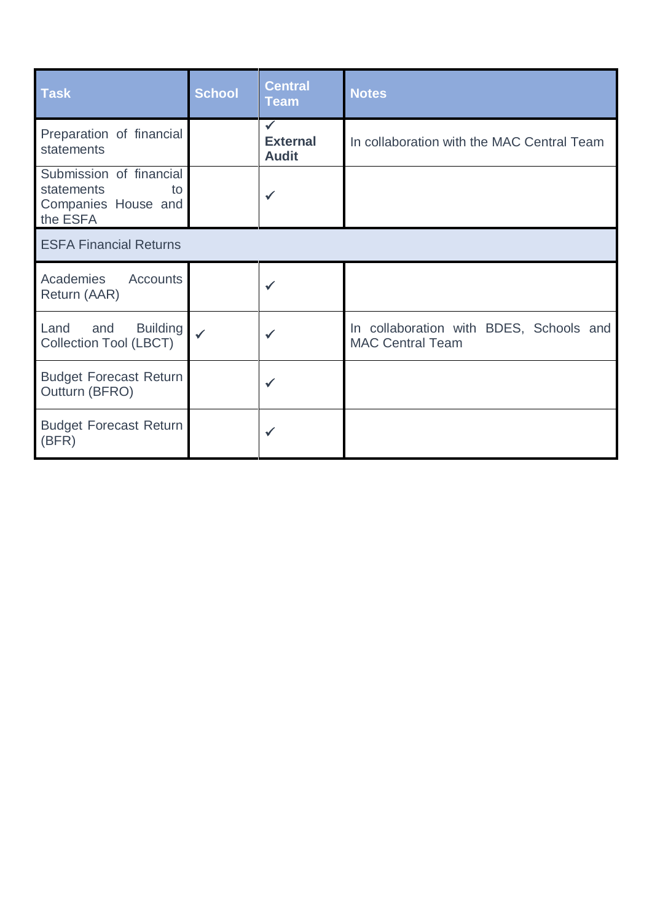| Task | School | Central Team | Notes |
|---|---|---|---|
| Preparation of financial statements | | ✓ **External Audit** | In collaboration with the MAC Central Team |
| Submission of financial statements to Companies House and the ESFA | | ✓ | |
| ESFA Financial Returns | | | |
| Academies Accounts Return (AAR) | | ✓ | |
| Land and Building Collection Tool (LBCT) | ✓ | ✓ | In collaboration with BDES, Schools and MAC Central Team |
| Budget Forecast Return Outturn (BFRO) | | ✓ | |
| Budget Forecast Return (BFR) | | ✓ | |